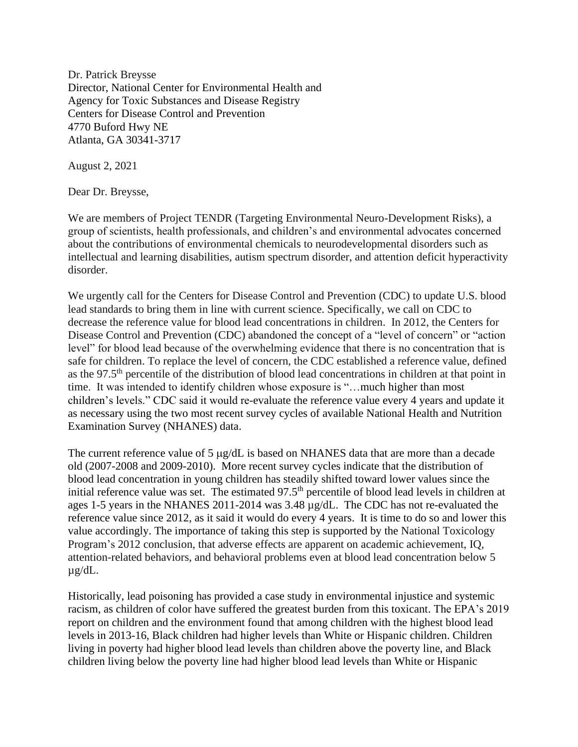Dr. Patrick Breysse
Director, National Center for Environmental Health and
Agency for Toxic Substances and Disease Registry
Centers for Disease Control and Prevention
4770 Buford Hwy NE
Atlanta, GA 30341-3717

August 2, 2021

Dear Dr. Breysse,

We are members of Project TENDR (Targeting Environmental Neuro-Development Risks), a group of scientists, health professionals, and children's and environmental advocates concerned about the contributions of environmental chemicals to neurodevelopmental disorders such as intellectual and learning disabilities, autism spectrum disorder, and attention deficit hyperactivity disorder.

We urgently call for the Centers for Disease Control and Prevention (CDC) to update U.S. blood lead standards to bring them in line with current science. Specifically, we call on CDC to decrease the reference value for blood lead concentrations in children. In 2012, the Centers for Disease Control and Prevention (CDC) abandoned the concept of a "level of concern" or "action level" for blood lead because of the overwhelming evidence that there is no concentration that is safe for children. To replace the level of concern, the CDC established a reference value, defined as the 97.5th percentile of the distribution of blood lead concentrations in children at that point in time. It was intended to identify children whose exposure is "…much higher than most children's levels." CDC said it would re-evaluate the reference value every 4 years and update it as necessary using the two most recent survey cycles of available National Health and Nutrition Examination Survey (NHANES) data.

The current reference value of 5 μg/dL is based on NHANES data that are more than a decade old (2007-2008 and 2009-2010). More recent survey cycles indicate that the distribution of blood lead concentration in young children has steadily shifted toward lower values since the initial reference value was set. The estimated 97.5th percentile of blood lead levels in children at ages 1-5 years in the NHANES 2011-2014 was 3.48 μg/dL. The CDC has not re-evaluated the reference value since 2012, as it said it would do every 4 years. It is time to do so and lower this value accordingly. The importance of taking this step is supported by the National Toxicology Program's 2012 conclusion, that adverse effects are apparent on academic achievement, IQ, attention-related behaviors, and behavioral problems even at blood lead concentration below 5 μg/dL.

Historically, lead poisoning has provided a case study in environmental injustice and systemic racism, as children of color have suffered the greatest burden from this toxicant. The EPA's 2019 report on children and the environment found that among children with the highest blood lead levels in 2013-16, Black children had higher levels than White or Hispanic children. Children living in poverty had higher blood lead levels than children above the poverty line, and Black children living below the poverty line had higher blood lead levels than White or Hispanic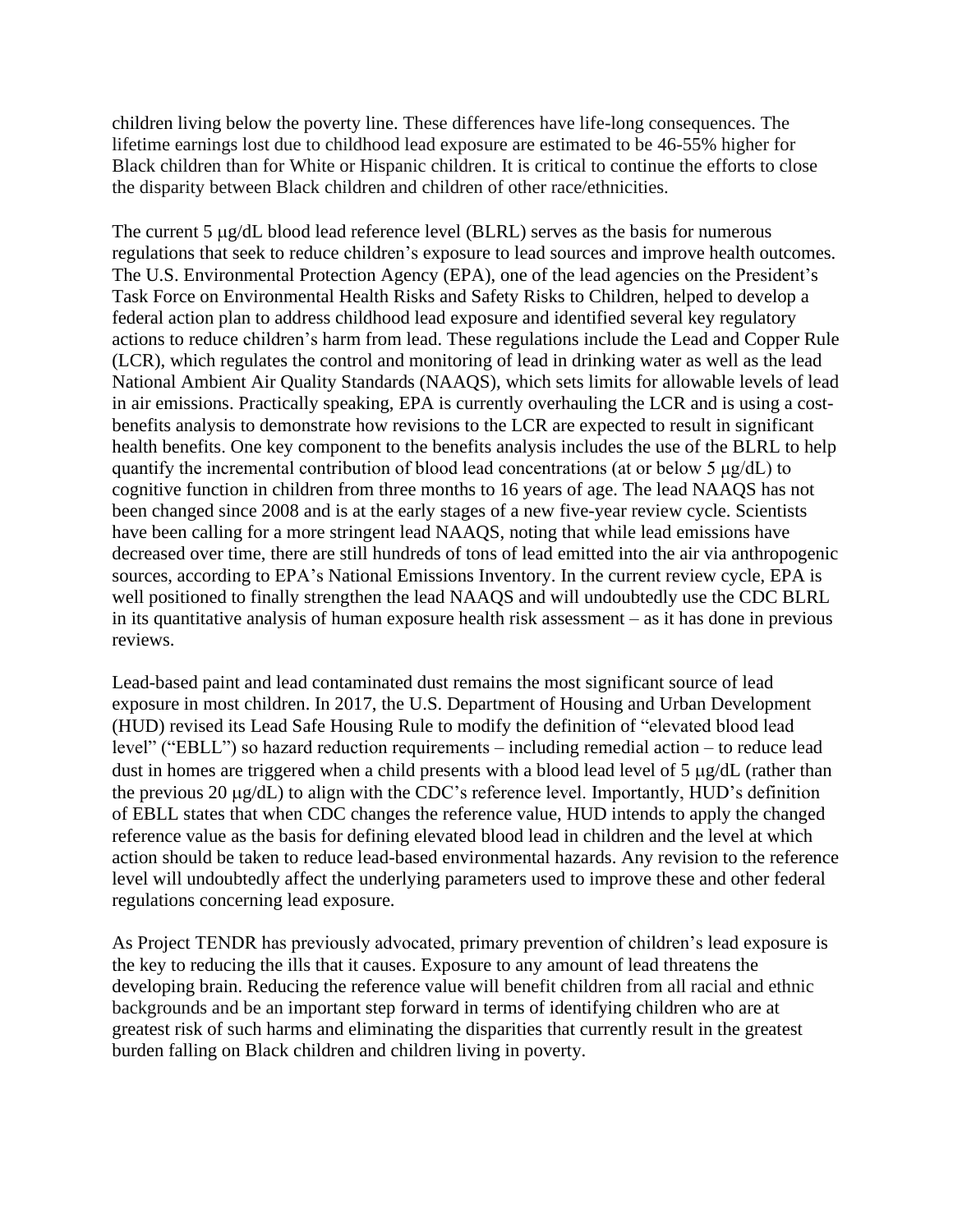children living below the poverty line. These differences have life-long consequences. The lifetime earnings lost due to childhood lead exposure are estimated to be 46-55% higher for Black children than for White or Hispanic children. It is critical to continue the efforts to close the disparity between Black children and children of other race/ethnicities.

The current 5 μg/dL blood lead reference level (BLRL) serves as the basis for numerous regulations that seek to reduce children's exposure to lead sources and improve health outcomes. The U.S. Environmental Protection Agency (EPA), one of the lead agencies on the President's Task Force on Environmental Health Risks and Safety Risks to Children, helped to develop a federal action plan to address childhood lead exposure and identified several key regulatory actions to reduce children's harm from lead. These regulations include the Lead and Copper Rule (LCR), which regulates the control and monitoring of lead in drinking water as well as the lead National Ambient Air Quality Standards (NAAQS), which sets limits for allowable levels of lead in air emissions. Practically speaking, EPA is currently overhauling the LCR and is using a cost-benefits analysis to demonstrate how revisions to the LCR are expected to result in significant health benefits. One key component to the benefits analysis includes the use of the BLRL to help quantify the incremental contribution of blood lead concentrations (at or below 5 μg/dL) to cognitive function in children from three months to 16 years of age. The lead NAAQS has not been changed since 2008 and is at the early stages of a new five-year review cycle. Scientists have been calling for a more stringent lead NAAQS, noting that while lead emissions have decreased over time, there are still hundreds of tons of lead emitted into the air via anthropogenic sources, according to EPA's National Emissions Inventory. In the current review cycle, EPA is well positioned to finally strengthen the lead NAAQS and will undoubtedly use the CDC BLRL in its quantitative analysis of human exposure health risk assessment – as it has done in previous reviews.

Lead-based paint and lead contaminated dust remains the most significant source of lead exposure in most children. In 2017, the U.S. Department of Housing and Urban Development (HUD) revised its Lead Safe Housing Rule to modify the definition of "elevated blood lead level" ("EBLL") so hazard reduction requirements – including remedial action – to reduce lead dust in homes are triggered when a child presents with a blood lead level of 5 μg/dL (rather than the previous 20 μg/dL) to align with the CDC's reference level. Importantly, HUD's definition of EBLL states that when CDC changes the reference value, HUD intends to apply the changed reference value as the basis for defining elevated blood lead in children and the level at which action should be taken to reduce lead-based environmental hazards. Any revision to the reference level will undoubtedly affect the underlying parameters used to improve these and other federal regulations concerning lead exposure.

As Project TENDR has previously advocated, primary prevention of children's lead exposure is the key to reducing the ills that it causes. Exposure to any amount of lead threatens the developing brain. Reducing the reference value will benefit children from all racial and ethnic backgrounds and be an important step forward in terms of identifying children who are at greatest risk of such harms and eliminating the disparities that currently result in the greatest burden falling on Black children and children living in poverty.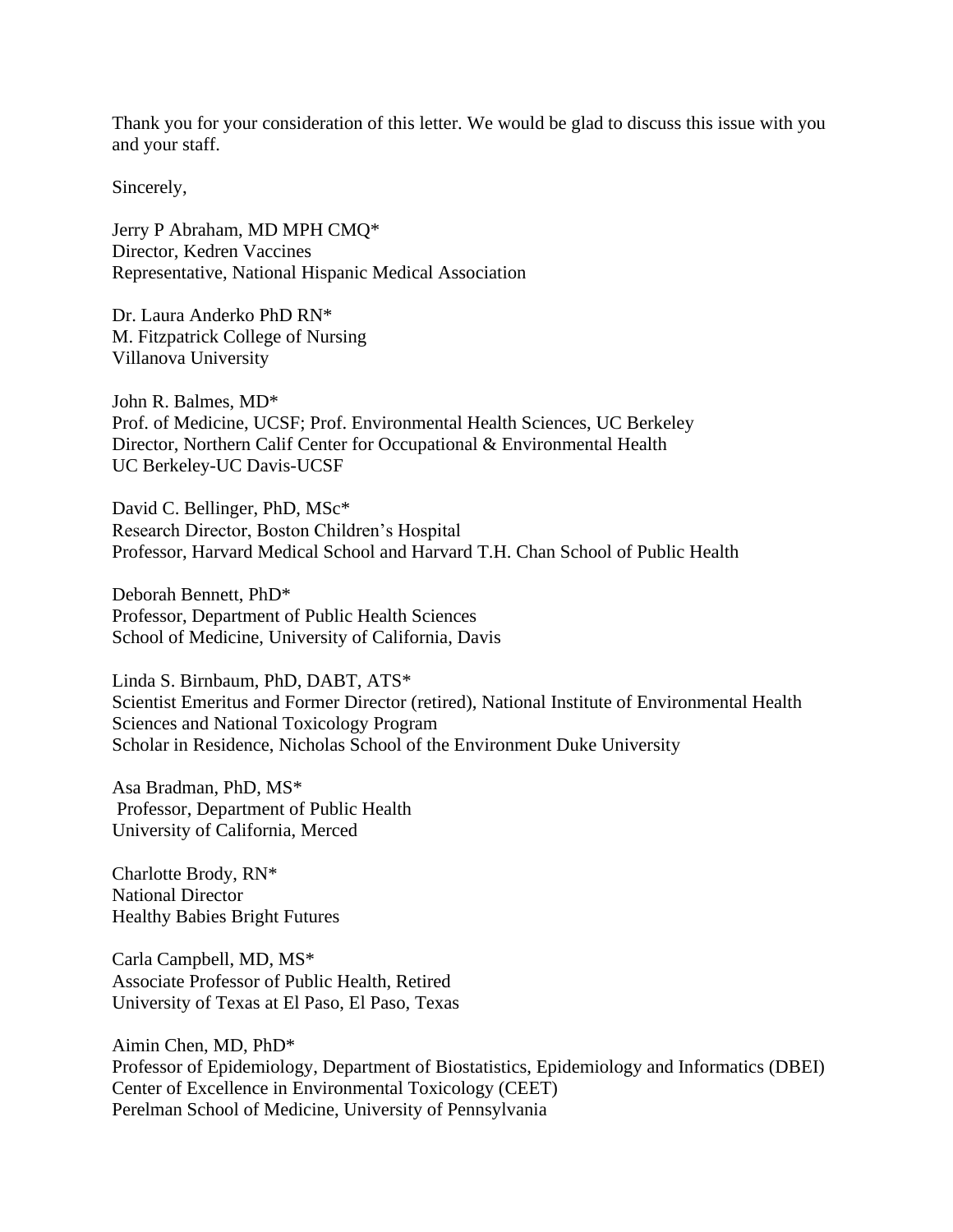Thank you for your consideration of this letter. We would be glad to discuss this issue with you and your staff.

Sincerely,

Jerry P Abraham, MD MPH CMQ*
Director, Kedren Vaccines
Representative, National Hispanic Medical Association

Dr. Laura Anderko PhD RN*
M. Fitzpatrick College of Nursing
Villanova University

John R. Balmes, MD*
Prof. of Medicine, UCSF; Prof. Environmental Health Sciences, UC Berkeley
Director, Northern Calif Center for Occupational & Environmental Health
UC Berkeley-UC Davis-UCSF

David C. Bellinger, PhD, MSc*
Research Director, Boston Children's Hospital
Professor, Harvard Medical School and Harvard T.H. Chan School of Public Health

Deborah Bennett, PhD*
Professor, Department of Public Health Sciences
School of Medicine, University of California, Davis

Linda S. Birnbaum, PhD, DABT, ATS*
Scientist Emeritus and Former Director (retired), National Institute of Environmental Health Sciences and National Toxicology Program
Scholar in Residence, Nicholas School of the Environment Duke University

Asa Bradman, PhD, MS*
Professor, Department of Public Health
University of California, Merced

Charlotte Brody, RN*
National Director
Healthy Babies Bright Futures

Carla Campbell, MD, MS*
Associate Professor of Public Health, Retired
University of Texas at El Paso, El Paso, Texas

Aimin Chen, MD, PhD*
Professor of Epidemiology, Department of Biostatistics, Epidemiology and Informatics (DBEI)
Center of Excellence in Environmental Toxicology (CEET)
Perelman School of Medicine, University of Pennsylvania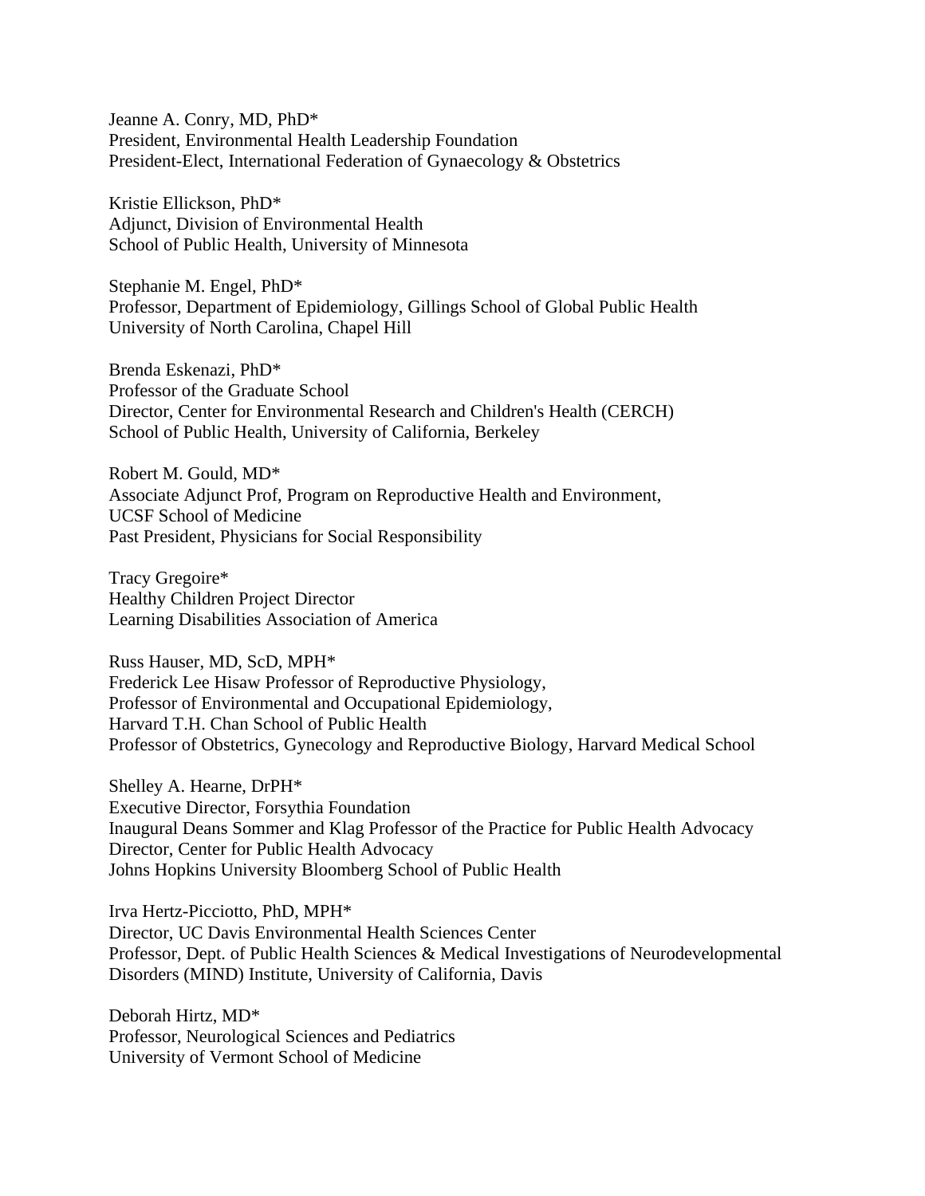Jeanne A. Conry, MD, PhD*
President, Environmental Health Leadership Foundation
President-Elect, International Federation of Gynaecology & Obstetrics

Kristie Ellickson, PhD*
Adjunct, Division of Environmental Health
School of Public Health, University of Minnesota

Stephanie M. Engel, PhD*
Professor, Department of Epidemiology, Gillings School of Global Public Health
University of North Carolina, Chapel Hill

Brenda Eskenazi, PhD*
Professor of the Graduate School
Director, Center for Environmental Research and Children's Health (CERCH)
School of Public Health, University of California, Berkeley

Robert M. Gould, MD*
Associate Adjunct Prof, Program on Reproductive Health and Environment,
UCSF School of Medicine
Past President, Physicians for Social Responsibility

Tracy Gregoire*
Healthy Children Project Director
Learning Disabilities Association of America

Russ Hauser, MD, ScD, MPH*
Frederick Lee Hisaw Professor of Reproductive Physiology,
Professor of Environmental and Occupational Epidemiology,
Harvard T.H. Chan School of Public Health
Professor of Obstetrics, Gynecology and Reproductive Biology, Harvard Medical School

Shelley A. Hearne, DrPH*
Executive Director, Forsythia Foundation
Inaugural Deans Sommer and Klag Professor of the Practice for Public Health Advocacy
Director, Center for Public Health Advocacy
Johns Hopkins University Bloomberg School of Public Health

Irva Hertz-Picciotto, PhD, MPH*
Director, UC Davis Environmental Health Sciences Center
Professor, Dept. of Public Health Sciences & Medical Investigations of Neurodevelopmental Disorders (MIND) Institute, University of California, Davis

Deborah Hirtz, MD*
Professor, Neurological Sciences and Pediatrics
University of Vermont School of Medicine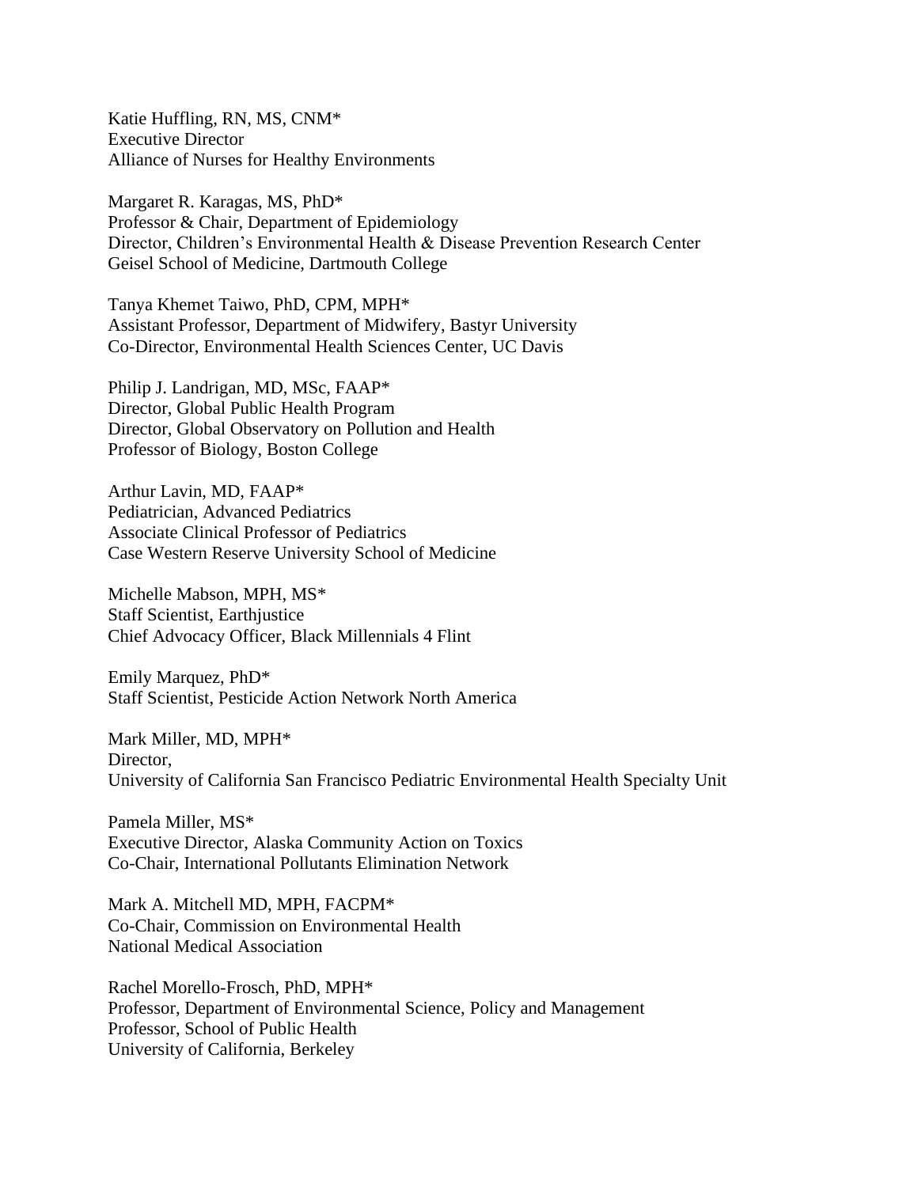Katie Huffling, RN, MS, CNM*
Executive Director
Alliance of Nurses for Healthy Environments

Margaret R. Karagas, MS, PhD*
Professor & Chair, Department of Epidemiology
Director, Children's Environmental Health & Disease Prevention Research Center
Geisel School of Medicine, Dartmouth College

Tanya Khemet Taiwo, PhD, CPM, MPH*
Assistant Professor, Department of Midwifery, Bastyr University
Co-Director, Environmental Health Sciences Center, UC Davis

Philip J. Landrigan, MD, MSc, FAAP*
Director, Global Public Health Program
Director, Global Observatory on Pollution and Health
Professor of Biology, Boston College

Arthur Lavin, MD, FAAP*
Pediatrician, Advanced Pediatrics
Associate Clinical Professor of Pediatrics
Case Western Reserve University School of Medicine

Michelle Mabson, MPH, MS*
Staff Scientist, Earthjustice
Chief Advocacy Officer, Black Millennials 4 Flint

Emily Marquez, PhD*
Staff Scientist, Pesticide Action Network North America

Mark Miller, MD, MPH*
Director,
University of California San Francisco Pediatric Environmental Health Specialty Unit

Pamela Miller, MS*
Executive Director, Alaska Community Action on Toxics
Co-Chair, International Pollutants Elimination Network

Mark A. Mitchell MD, MPH, FACPM*
Co-Chair, Commission on Environmental Health
National Medical Association

Rachel Morello-Frosch, PhD, MPH*
Professor, Department of Environmental Science, Policy and Management
Professor, School of Public Health
University of California, Berkeley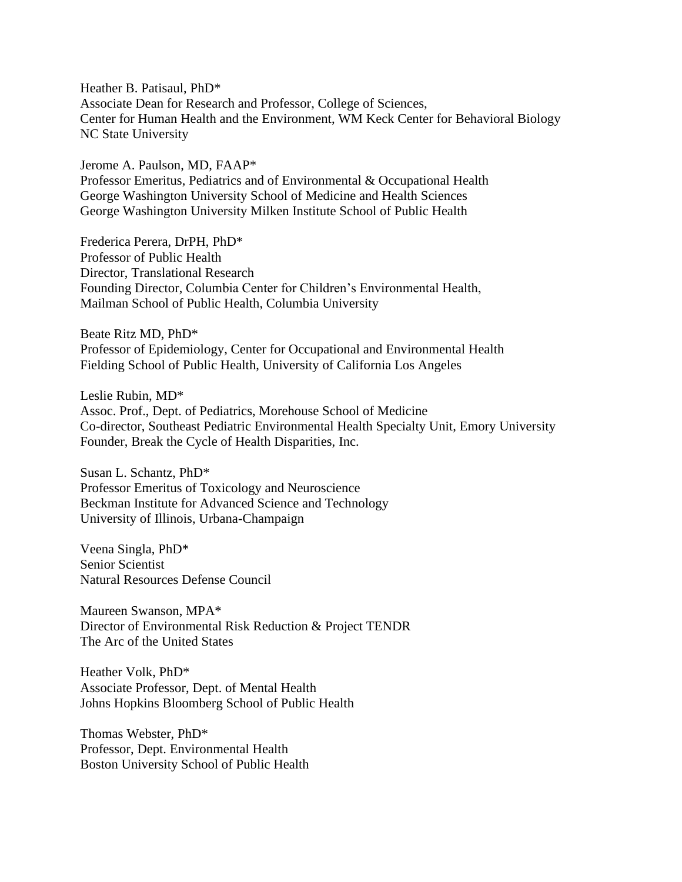Heather B. Patisaul, PhD*
Associate Dean for Research and Professor, College of Sciences,
Center for Human Health and the Environment, WM Keck Center for Behavioral Biology
NC State University

Jerome A. Paulson, MD, FAAP*
Professor Emeritus, Pediatrics and of Environmental & Occupational Health
George Washington University School of Medicine and Health Sciences
George Washington University Milken Institute School of Public Health

Frederica Perera, DrPH, PhD*
Professor of Public Health
Director, Translational Research
Founding Director, Columbia Center for Children's Environmental Health,
Mailman School of Public Health, Columbia University

Beate Ritz MD, PhD*
Professor of Epidemiology, Center for Occupational and Environmental Health
Fielding School of Public Health, University of California Los Angeles

Leslie Rubin, MD*
Assoc. Prof., Dept. of Pediatrics, Morehouse School of Medicine
Co-director, Southeast Pediatric Environmental Health Specialty Unit, Emory University
Founder, Break the Cycle of Health Disparities, Inc.

Susan L. Schantz, PhD*
Professor Emeritus of Toxicology and Neuroscience
Beckman Institute for Advanced Science and Technology
University of Illinois, Urbana-Champaign

Veena Singla, PhD*
Senior Scientist
Natural Resources Defense Council

Maureen Swanson, MPA*
Director of Environmental Risk Reduction & Project TENDR
The Arc of the United States

Heather Volk, PhD*
Associate Professor, Dept. of Mental Health
Johns Hopkins Bloomberg School of Public Health

Thomas Webster, PhD*
Professor, Dept. Environmental Health
Boston University School of Public Health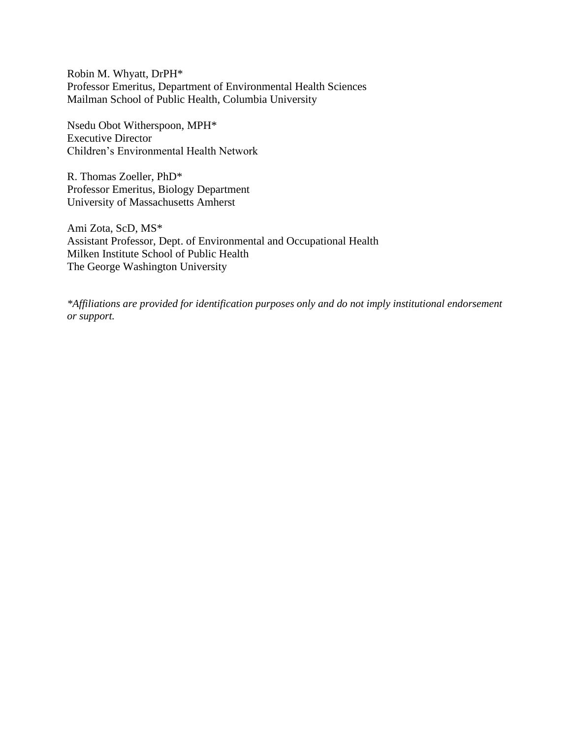Robin M. Whyatt, DrPH*
Professor Emeritus, Department of Environmental Health Sciences
Mailman School of Public Health, Columbia University

Nsedu Obot Witherspoon, MPH*
Executive Director
Children's Environmental Health Network

R. Thomas Zoeller, PhD*
Professor Emeritus, Biology Department
University of Massachusetts Amherst

Ami Zota, ScD, MS*
Assistant Professor, Dept. of Environmental and Occupational Health
Milken Institute School of Public Health
The George Washington University

*\*Affiliations are provided for identification purposes only and do not imply institutional endorsement or support.*